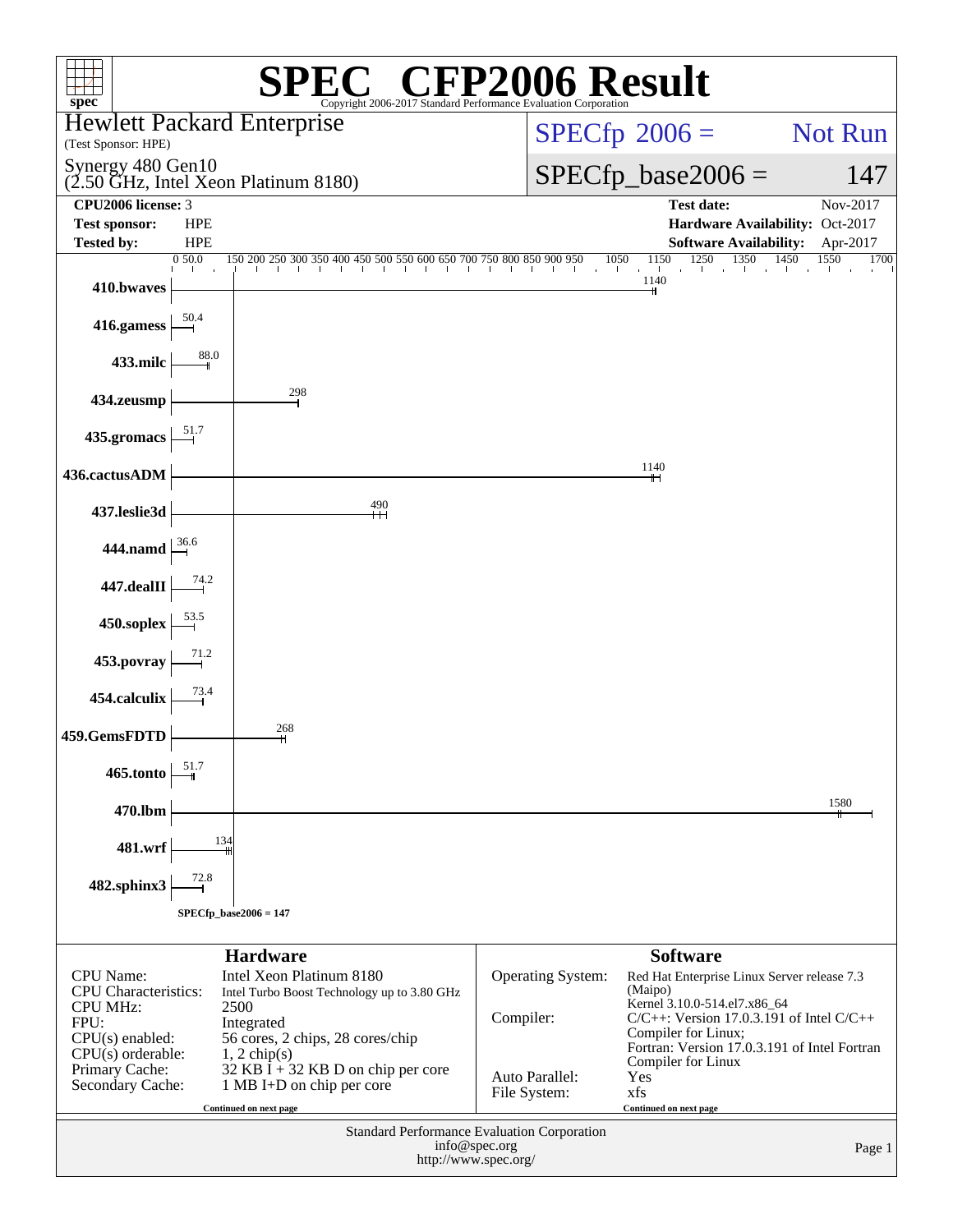# SPEC CFP2006 Result

Copyright 2006-2017 Standard Performance Evaluation Corporation

**Hewlett Packard Enterprise**
(Test Sponsor: HPE)

Synergy 480 Gen10
(2.50 GHz, Intel Xeon Platinum 8180)

SPECfp 2006 = Not Run

SPECfp_base2006 = 147

| | | | |
|---|---|---|---|
| **CPU2006 license:** 3 | | **Test date:** | Nov-2017 |
| **Test sponsor:** | HPE | **Hardware Availability:** | Oct-2017 |
| **Tested by:** | HPE | **Software Availability:** | Apr-2017 |

| Benchmark | Base Ratio |
|---|---|
| 410.bwaves | 1140 |
| 416.gamess | 50.4 |
| 433.milc | 88.0 |
| 434.zeusmp | 298 |
| 435.gromacs | 51.7 |
| 436.cactusADM | 1140 |
| 437.leslie3d | 490 |
| 444.namd | 36.6 |
| 447.dealII | 74.2 |
| 450.soplex | 53.5 |
| 453.povray | 71.2 |
| 454.calculix | 73.4 |
| 459.GemsFDTD | 268 |
| 465.tonto | 51.7 |
| 470.lbm | 1580 |
| 481.wrf | 134 |
| 482.sphinx3 | 72.8 |

SPECfp_base2006 = 147

## Hardware

| | |
|---|---|
| CPU Name: | Intel Xeon Platinum 8180 |
| CPU Characteristics: | Intel Turbo Boost Technology up to 3.80 GHz |
| CPU MHz: | 2500 |
| FPU: | Integrated |
| CPU(s) enabled: | 56 cores, 2 chips, 28 cores/chip |
| CPU(s) orderable: | 1, 2 chip(s) |
| Primary Cache: | 32 KB I + 32 KB D on chip per core |
| Secondary Cache: | 1 MB I+D on chip per core |

Continued on next page

## Software

| | |
|---|---|
| Operating System: | Red Hat Enterprise Linux Server release 7.3 (Maipo) Kernel 3.10.0-514.el7.x86_64 |
| Compiler: | C/C++: Version 17.0.3.191 of Intel C/C++ Compiler for Linux; Fortran: Version 17.0.3.191 of Intel Fortran Compiler for Linux |
| Auto Parallel: | Yes |
| File System: | xfs |

Continued on next page

Standard Performance Evaluation Corporation
info@spec.org
http://www.spec.org/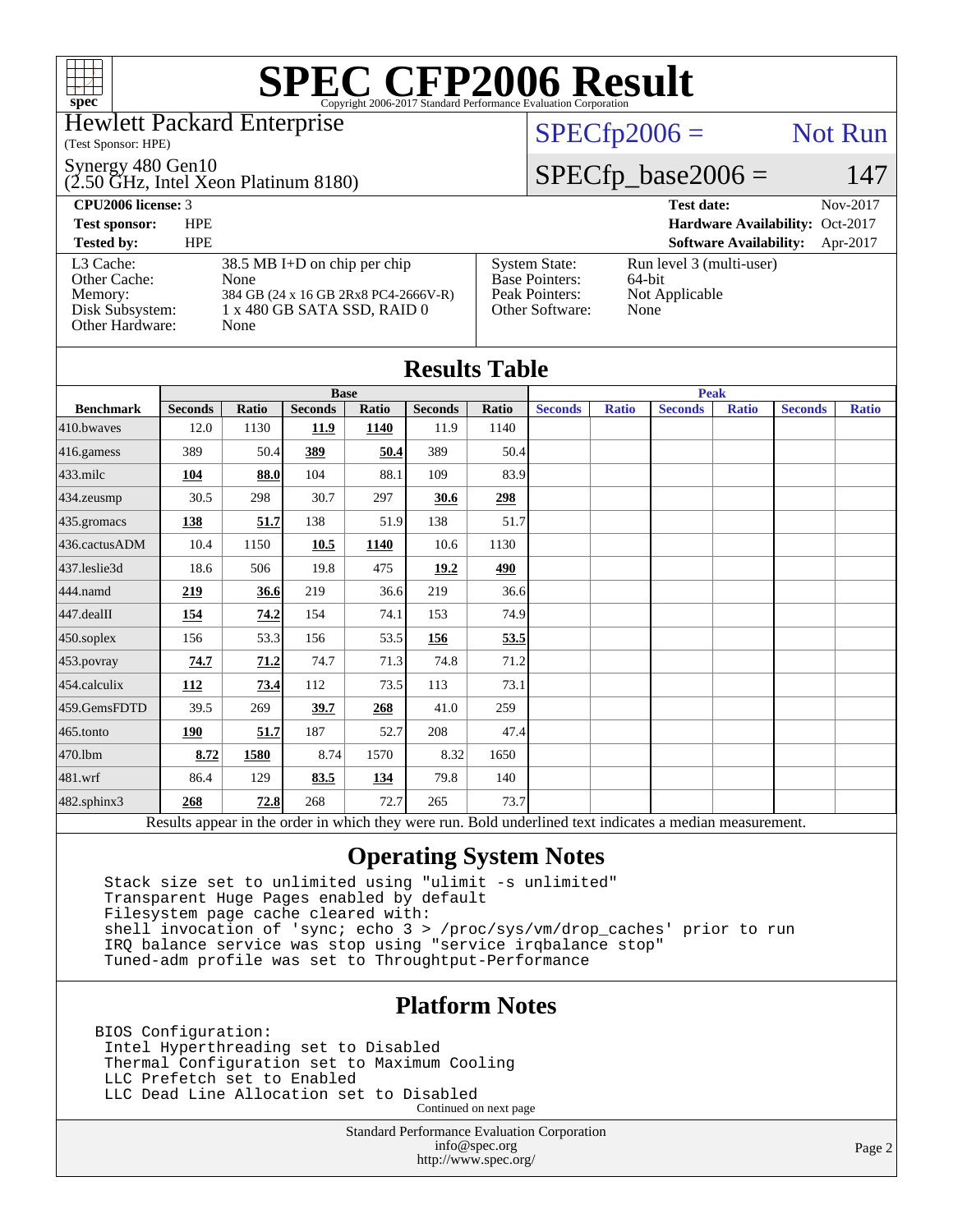# SPEC CFP2006 Result

Copyright 2006-2017 Standard Performance Evaluation Corporation

Hewlett Packard Enterprise
(Test Sponsor: HPE)

Synergy 480 Gen10
(2.50 GHz, Intel Xeon Platinum 8180)

SPECfp2006 = Not Run

SPECfp_base2006 = 147

| | | | |
|---|---|---|---|
| **CPU2006 license:** 3 | | **Test date:** | Nov-2017 |
| **Test sponsor:** | HPE | **Hardware Availability:** | Oct-2017 |
| **Tested by:** | HPE | **Software Availability:** | Apr-2017 |

| | | | |
|---|---|---|---|
| L3 Cache: | 38.5 MB I+D on chip per chip | System State: | Run level 3 (multi-user) |
| Other Cache: | None | Base Pointers: | 64-bit |
| Memory: | 384 GB (24 x 16 GB 2Rx8 PC4-2666V-R) | Peak Pointers: | Not Applicable |
| Disk Subsystem: | 1 x 480 GB SATA SSD, RAID 0 | Other Software: | None |
| Other Hardware: | None | | |

## Results Table

| Benchmark | Base | | | | | | Peak | | | | | |
|---|---|---|---|---|---|---|---|---|---|---|---|---|
| | Seconds | Ratio | Seconds | Ratio | Seconds | Ratio | Seconds | Ratio | Seconds | Ratio | Seconds | Ratio |
| 410.bwaves | 12.0 | 1130 | **11.9** | **1140** | 11.9 | 1140 | | | | | | |
| 416.gamess | 389 | 50.4 | **389** | **50.4** | 389 | 50.4 | | | | | | |
| 433.milc | **104** | **88.0** | 104 | 88.1 | 109 | 83.9 | | | | | | |
| 434.zeusmp | 30.5 | 298 | 30.7 | 297 | **30.6** | **298** | | | | | | |
| 435.gromacs | **138** | **51.7** | 138 | 51.9 | 138 | 51.7 | | | | | | |
| 436.cactusADM | 10.4 | 1150 | **10.5** | **1140** | 10.6 | 1130 | | | | | | |
| 437.leslie3d | 18.6 | 506 | 19.8 | 475 | **19.2** | **490** | | | | | | |
| 444.namd | **219** | **36.6** | 219 | 36.6 | 219 | 36.6 | | | | | | |
| 447.dealII | **154** | **74.2** | 154 | 74.1 | 153 | 74.9 | | | | | | |
| 450.soplex | 156 | 53.3 | 156 | 53.5 | **156** | **53.5** | | | | | | |
| 453.povray | **74.7** | **71.2** | 74.7 | 71.3 | 74.8 | 71.2 | | | | | | |
| 454.calculix | **112** | **73.4** | 112 | 73.5 | 113 | 73.1 | | | | | | |
| 459.GemsFDTD | 39.5 | 269 | **39.7** | **268** | 41.0 | 259 | | | | | | |
| 465.tonto | **190** | **51.7** | 187 | 52.7 | 208 | 47.4 | | | | | | |
| 470.lbm | **8.72** | **1580** | 8.74 | 1570 | 8.32 | 1650 | | | | | | |
| 481.wrf | 86.4 | 129 | **83.5** | **134** | 79.8 | 140 | | | | | | |
| 482.sphinx3 | **268** | **72.8** | 268 | 72.7 | 265 | 73.7 | | | | | | |

Results appear in the order in which they were run. Bold underlined text indicates a median measurement.

## Operating System Notes

```
Stack size set to unlimited using "ulimit -s unlimited"
Transparent Huge Pages enabled by default
Filesystem page cache cleared with:
shell invocation of 'sync; echo 3 > /proc/sys/vm/drop_caches' prior to run
IRQ balance service was stop using "service irqbalance stop"
Tuned-adm profile was set to Throughput-Performance
```

## Platform Notes

```
BIOS Configuration:
 Intel Hyperthreading set to Disabled
 Thermal Configuration set to Maximum Cooling
 LLC Prefetch set to Enabled
 LLC Dead Line Allocation set to Disabled
```

Continued on next page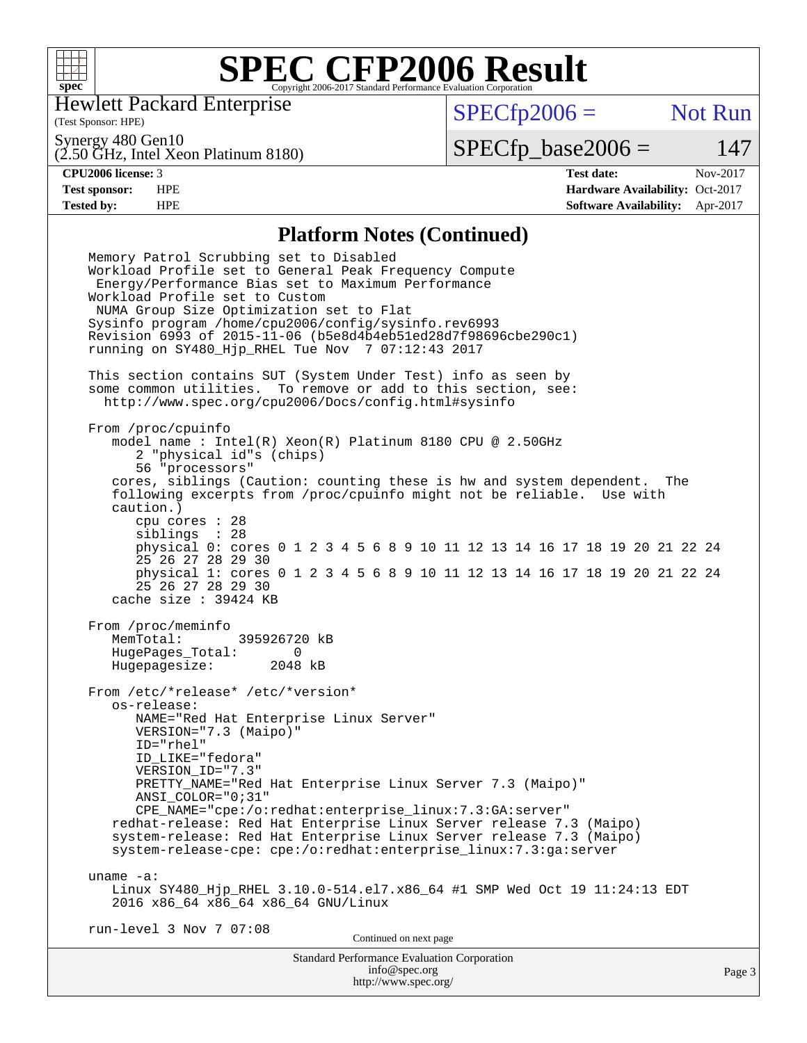# SPEC CFP2006 Result

Copyright 2006-2017 Standard Performance Evaluation Corporation

**Hewlett Packard Enterprise**
(Test Sponsor: HPE)

Synergy 480 Gen10
(2.50 GHz, Intel Xeon Platinum 8180)

SPECfp2006 = Not Run

SPECfp_base2006 = 147

| | | | |
|---|---|---|---|
| **CPU2006 license:** 3 | | **Test date:** | Nov-2017 |
| **Test sponsor:** | HPE | **Hardware Availability:** | Oct-2017 |
| **Tested by:** | HPE | **Software Availability:** | Apr-2017 |

## Platform Notes (Continued)

```
Memory Patrol Scrubbing set to Disabled
Workload Profile set to General Peak Frequency Compute
 Energy/Performance Bias set to Maximum Performance
Workload Profile set to Custom
 NUMA Group Size Optimization set to Flat
Sysinfo program /home/cpu2006/config/sysinfo.rev6993
Revision 6993 of 2015-11-06 (b5e8d4b4eb51ed28d7f98696cbe290c1)
running on SY480_Hjp_RHEL Tue Nov  7 07:12:43 2017

This section contains SUT (System Under Test) info as seen by
some common utilities.  To remove or add to this section, see:
  http://www.spec.org/cpu2006/Docs/config.html#sysinfo

From /proc/cpuinfo
   model name : Intel(R) Xeon(R) Platinum 8180 CPU @ 2.50GHz
      2 "physical id"s (chips)
      56 "processors"
   cores, siblings (Caution: counting these is hw and system dependent.  The
   following excerpts from /proc/cpuinfo might not be reliable.  Use with
   caution.)
      cpu cores : 28
      siblings  : 28
      physical 0: cores 0 1 2 3 4 5 6 8 9 10 11 12 13 14 16 17 18 19 20 21 22 24
      25 26 27 28 29 30
      physical 1: cores 0 1 2 3 4 5 6 8 9 10 11 12 13 14 16 17 18 19 20 21 22 24
      25 26 27 28 29 30
   cache size : 39424 KB

From /proc/meminfo
   MemTotal:       395926720 kB
   HugePages_Total:       0
   Hugepagesize:       2048 kB

From /etc/*release* /etc/*version*
   os-release:
      NAME="Red Hat Enterprise Linux Server"
      VERSION="7.3 (Maipo)"
      ID="rhel"
      ID_LIKE="fedora"
      VERSION_ID="7.3"
      PRETTY_NAME="Red Hat Enterprise Linux Server 7.3 (Maipo)"
      ANSI_COLOR="0;31"
      CPE_NAME="cpe:/o:redhat:enterprise_linux:7.3:GA:server"
   redhat-release: Red Hat Enterprise Linux Server release 7.3 (Maipo)
   system-release: Red Hat Enterprise Linux Server release 7.3 (Maipo)
   system-release-cpe: cpe:/o:redhat:enterprise_linux:7.3:ga:server

uname -a:
   Linux SY480_Hjp_RHEL 3.10.0-514.el7.x86_64 #1 SMP Wed Oct 19 11:24:13 EDT
   2016 x86_64 x86_64 x86_64 GNU/Linux

run-level 3 Nov 7 07:08
```

Continued on next page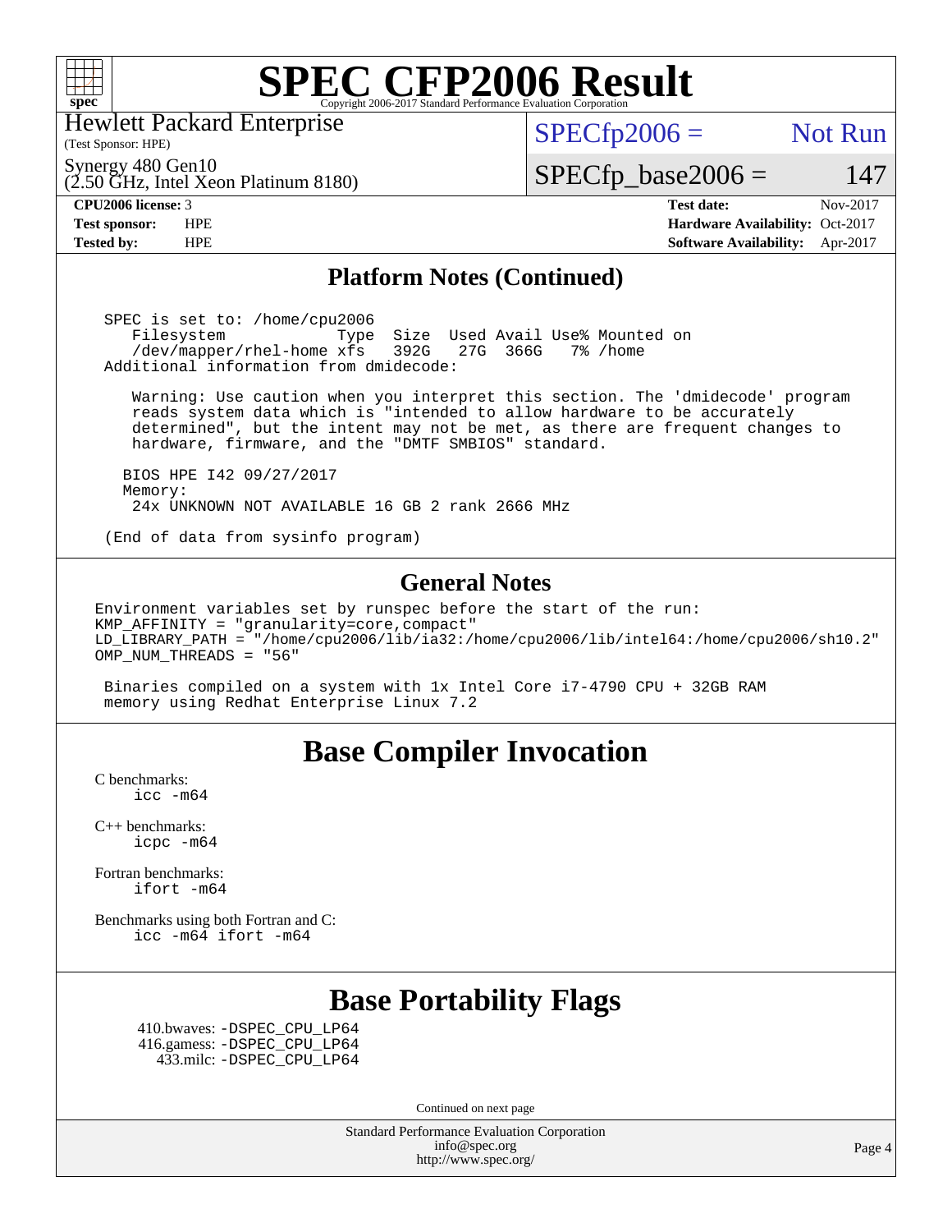## Platform Notes (Continued)

```
SPEC is set to: /home/cpu2006
   Filesystem             Type  Size  Used Avail Use% Mounted on
   /dev/mapper/rhel-home xfs   392G   27G  366G   7% /home
Additional information from dmidecode:

   Warning: Use caution when you interpret this section. The 'dmidecode' program
   reads system data which is "intended to allow hardware to be accurately
   determined", but the intent may not be met, as there are frequent changes to
   hardware, firmware, and the "DMTF SMBIOS" standard.

  BIOS HPE I42 09/27/2017
  Memory:
   24x UNKNOWN NOT AVAILABLE 16 GB 2 rank 2666 MHz

(End of data from sysinfo program)
```

## General Notes

```
Environment variables set by runspec before the start of the run:
KMP_AFFINITY = "granularity=core,compact"
LD_LIBRARY_PATH = "/home/cpu2006/lib/ia32:/home/cpu2006/lib/intel64:/home/cpu2006/sh10.2"
OMP_NUM_THREADS = "56"

 Binaries compiled on a system with 1x Intel Core i7-4790 CPU + 32GB RAM
 memory using Redhat Enterprise Linux 7.2
```

# Base Compiler Invocation

C benchmarks:
    icc -m64

C++ benchmarks:
    icpc -m64

Fortran benchmarks:
    ifort -m64

Benchmarks using both Fortran and C:
    icc -m64 ifort -m64

# Base Portability Flags

410.bwaves: -DSPEC_CPU_LP64
416.gamess: -DSPEC_CPU_LP64
433.milc: -DSPEC_CPU_LP64

Continued on next page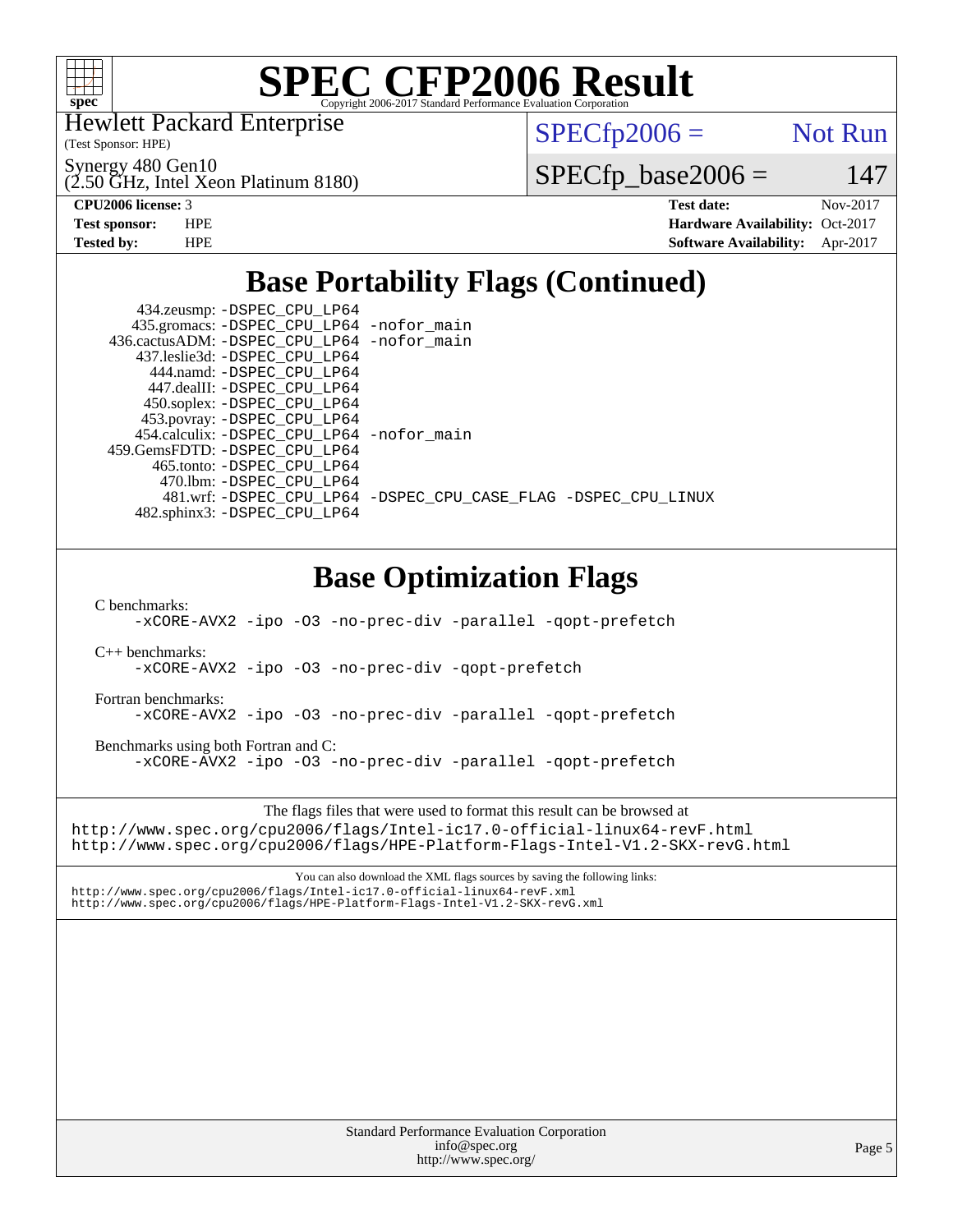# SPEC CFP2006 Result

Copyright 2006-2017 Standard Performance Evaluation Corporation

Hewlett Packard Enterprise
(Test Sponsor: HPE)

Synergy 480 Gen10
(2.50 GHz, Intel Xeon Platinum 8180)

SPECfp2006 = Not Run

SPECfp_base2006 = 147

| | | | |
|---|---|---|---|
| **CPU2006 license:** | 3 | **Test date:** | Nov-2017 |
| **Test sponsor:** | HPE | **Hardware Availability:** | Oct-2017 |
| **Tested by:** | HPE | **Software Availability:** | Apr-2017 |

## Base Portability Flags (Continued)

```
      434.zeusmp: -DSPEC_CPU_LP64
     435.gromacs: -DSPEC_CPU_LP64 -nofor_main
    436.cactusADM: -DSPEC_CPU_LP64 -nofor_main
     437.leslie3d: -DSPEC_CPU_LP64
        444.namd: -DSPEC_CPU_LP64
      447.dealII: -DSPEC_CPU_LP64
      450.soplex: -DSPEC_CPU_LP64
      453.povray: -DSPEC_CPU_LP64
    454.calculix: -DSPEC_CPU_LP64 -nofor_main
   459.GemsFDTD: -DSPEC_CPU_LP64
       465.tonto: -DSPEC_CPU_LP64
        470.lbm: -DSPEC_CPU_LP64
         481.wrf: -DSPEC_CPU_LP64 -DSPEC_CPU_CASE_FLAG -DSPEC_CPU_LINUX
     482.sphinx3: -DSPEC_CPU_LP64
```

## Base Optimization Flags

C benchmarks:
```
-xCORE-AVX2 -ipo -O3 -no-prec-div -parallel -qopt-prefetch
```

C++ benchmarks:
```
-xCORE-AVX2 -ipo -O3 -no-prec-div -qopt-prefetch
```

Fortran benchmarks:
```
-xCORE-AVX2 -ipo -O3 -no-prec-div -parallel -qopt-prefetch
```

Benchmarks using both Fortran and C:
```
-xCORE-AVX2 -ipo -O3 -no-prec-div -parallel -qopt-prefetch
```

The flags files that were used to format this result can be browsed at
http://www.spec.org/cpu2006/flags/Intel-ic17.0-official-linux64-revF.html
http://www.spec.org/cpu2006/flags/HPE-Platform-Flags-Intel-V1.2-SKX-revG.html

You can also download the XML flags sources by saving the following links:
http://www.spec.org/cpu2006/flags/Intel-ic17.0-official-linux64-revF.xml
http://www.spec.org/cpu2006/flags/HPE-Platform-Flags-Intel-V1.2-SKX-revG.xml

Standard Performance Evaluation Corporation
info@spec.org
http://www.spec.org/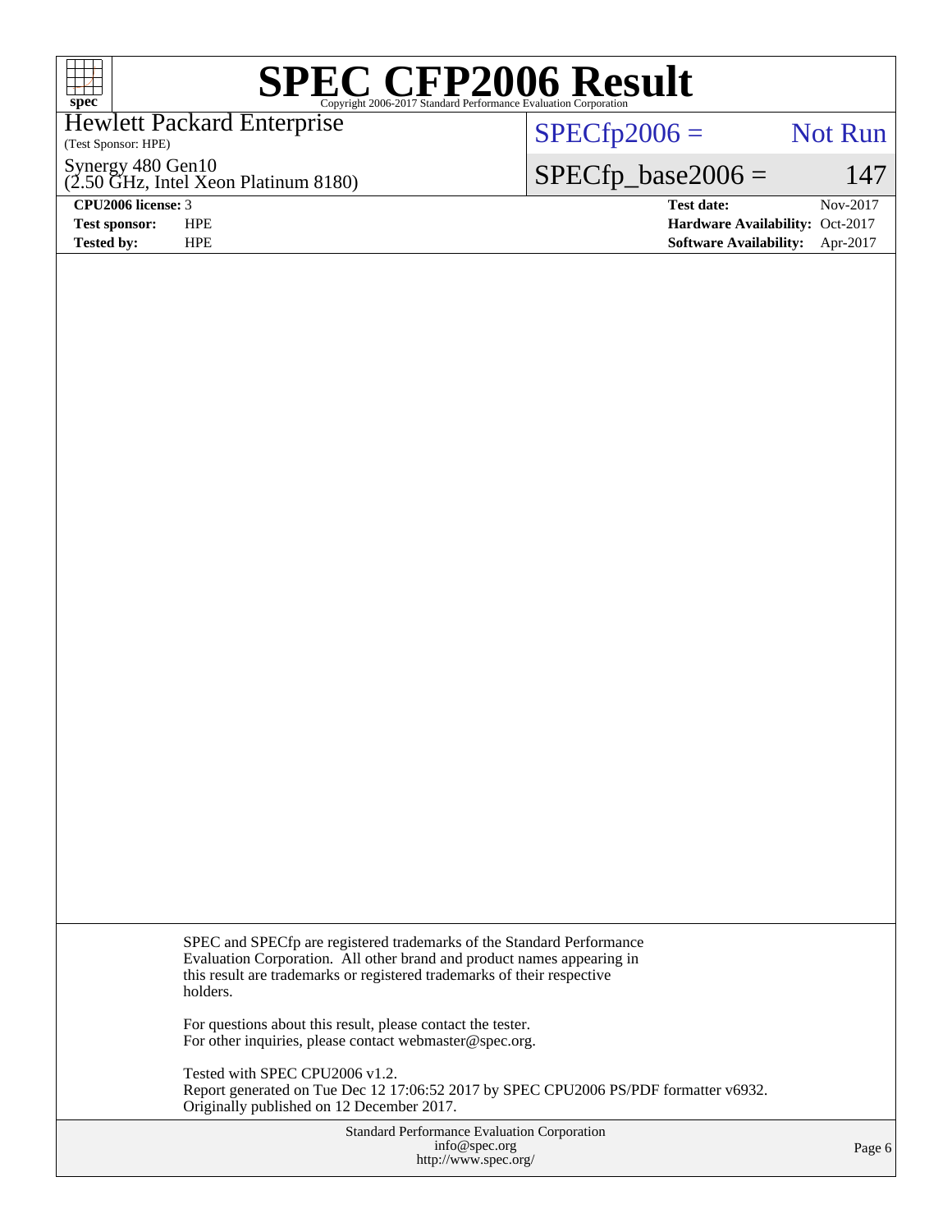SPEC and SPECfp are registered trademarks of the Standard Performance Evaluation Corporation. All other brand and product names appearing in this result are trademarks or registered trademarks of their respective holders.

For questions about this result, please contact the tester.
For other inquiries, please contact webmaster@spec.org.

Tested with SPEC CPU2006 v1.2.
Report generated on Tue Dec 12 17:06:52 2017 by SPEC CPU2006 PS/PDF formatter v6932.
Originally published on 12 December 2017.